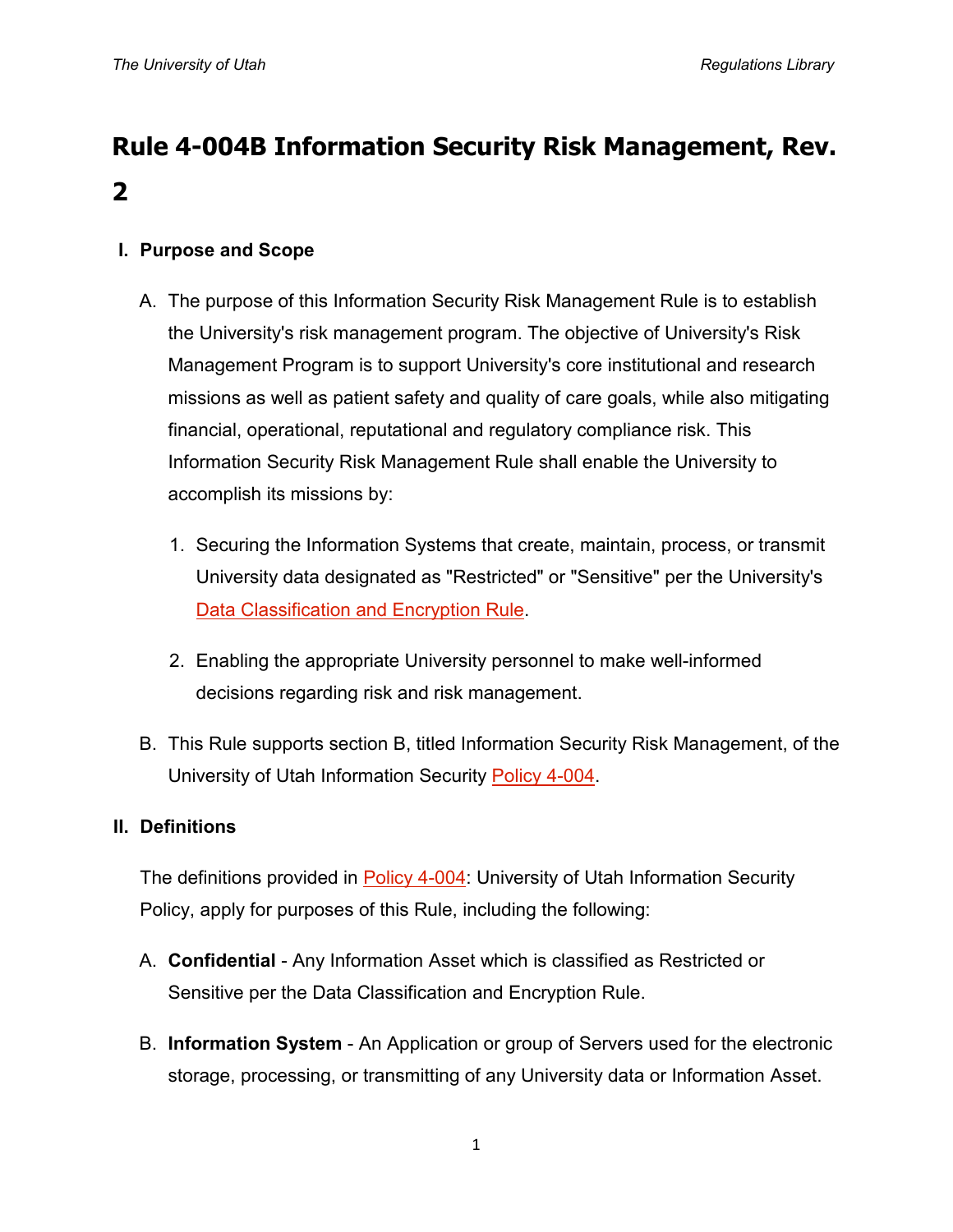# Rule 4-004B Information Security Risk Management, Rev. 2

## I. Purpose and Scope

A. The purpose of this Information Security Risk Management Rule is to establish the University's risk management program. The objective of University's Risk Management Program is to support University's core institutional and research missions as well as patient safety and quality of care goals, while also mitigating financial, operational, reputational and regulatory compliance risk. This Information Security Risk Management Rule shall enable the University to accomplish its missions by:

1. Securing the Information Systems that create, maintain, process, or transmit University data designated as "Restricted" or "Sensitive" per the University's Data Classification and Encryption Rule.

2. Enabling the appropriate University personnel to make well-informed decisions regarding risk and risk management.

B. This Rule supports section B, titled Information Security Risk Management, of the University of Utah Information Security Policy 4-004.

## II. Definitions

The definitions provided in Policy 4-004: University of Utah Information Security Policy, apply for purposes of this Rule, including the following:

A. **Confidential** - Any Information Asset which is classified as Restricted or Sensitive per the Data Classification and Encryption Rule.

B. **Information System** - An Application or group of Servers used for the electronic storage, processing, or transmitting of any University data or Information Asset.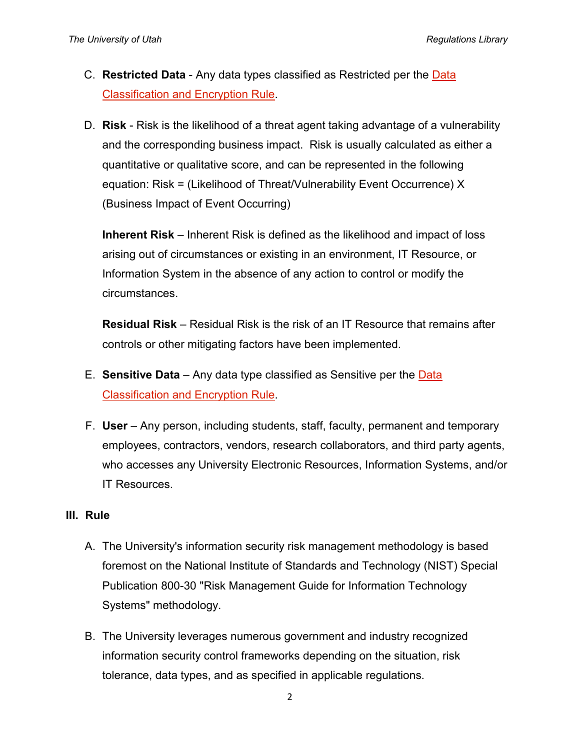C. **Restricted Data** - Any data types classified as Restricted per the Data Classification and Encryption Rule.

D. **Risk** - Risk is the likelihood of a threat agent taking advantage of a vulnerability and the corresponding business impact. Risk is usually calculated as either a quantitative or qualitative score, and can be represented in the following equation: Risk = (Likelihood of Threat/Vulnerability Event Occurrence) X (Business Impact of Event Occurring)

   **Inherent Risk** – Inherent Risk is defined as the likelihood and impact of loss arising out of circumstances or existing in an environment, IT Resource, or Information System in the absence of any action to control or modify the circumstances.

   **Residual Risk** – Residual Risk is the risk of an IT Resource that remains after controls or other mitigating factors have been implemented.

E. **Sensitive Data** – Any data type classified as Sensitive per the Data Classification and Encryption Rule.

F. **User** – Any person, including students, staff, faculty, permanent and temporary employees, contractors, vendors, research collaborators, and third party agents, who accesses any University Electronic Resources, Information Systems, and/or IT Resources.

## III. Rule

A. The University's information security risk management methodology is based foremost on the National Institute of Standards and Technology (NIST) Special Publication 800-30 "Risk Management Guide for Information Technology Systems" methodology.

B. The University leverages numerous government and industry recognized information security control frameworks depending on the situation, risk tolerance, data types, and as specified in applicable regulations.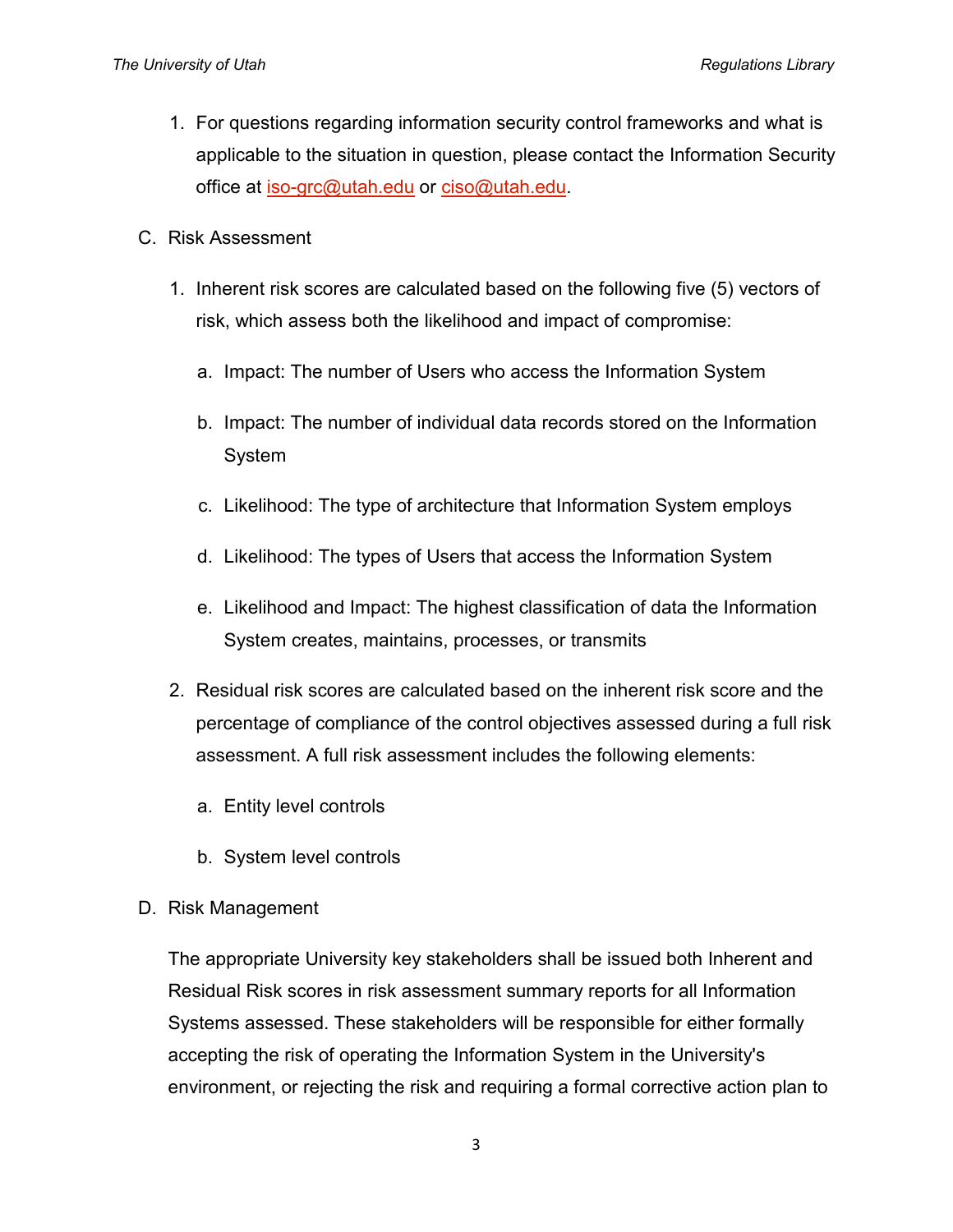1. For questions regarding information security control frameworks and what is applicable to the situation in question, please contact the Information Security office at iso-grc@utah.edu or ciso@utah.edu.

C. Risk Assessment

1. Inherent risk scores are calculated based on the following five (5) vectors of risk, which assess both the likelihood and impact of compromise:

   a. Impact: The number of Users who access the Information System

   b. Impact: The number of individual data records stored on the Information System

   c. Likelihood: The type of architecture that Information System employs

   d. Likelihood: The types of Users that access the Information System

   e. Likelihood and Impact: The highest classification of data the Information System creates, maintains, processes, or transmits

2. Residual risk scores are calculated based on the inherent risk score and the percentage of compliance of the control objectives assessed during a full risk assessment. A full risk assessment includes the following elements:

   a. Entity level controls

   b. System level controls

D. Risk Management

The appropriate University key stakeholders shall be issued both Inherent and Residual Risk scores in risk assessment summary reports for all Information Systems assessed. These stakeholders will be responsible for either formally accepting the risk of operating the Information System in the University's environment, or rejecting the risk and requiring a formal corrective action plan to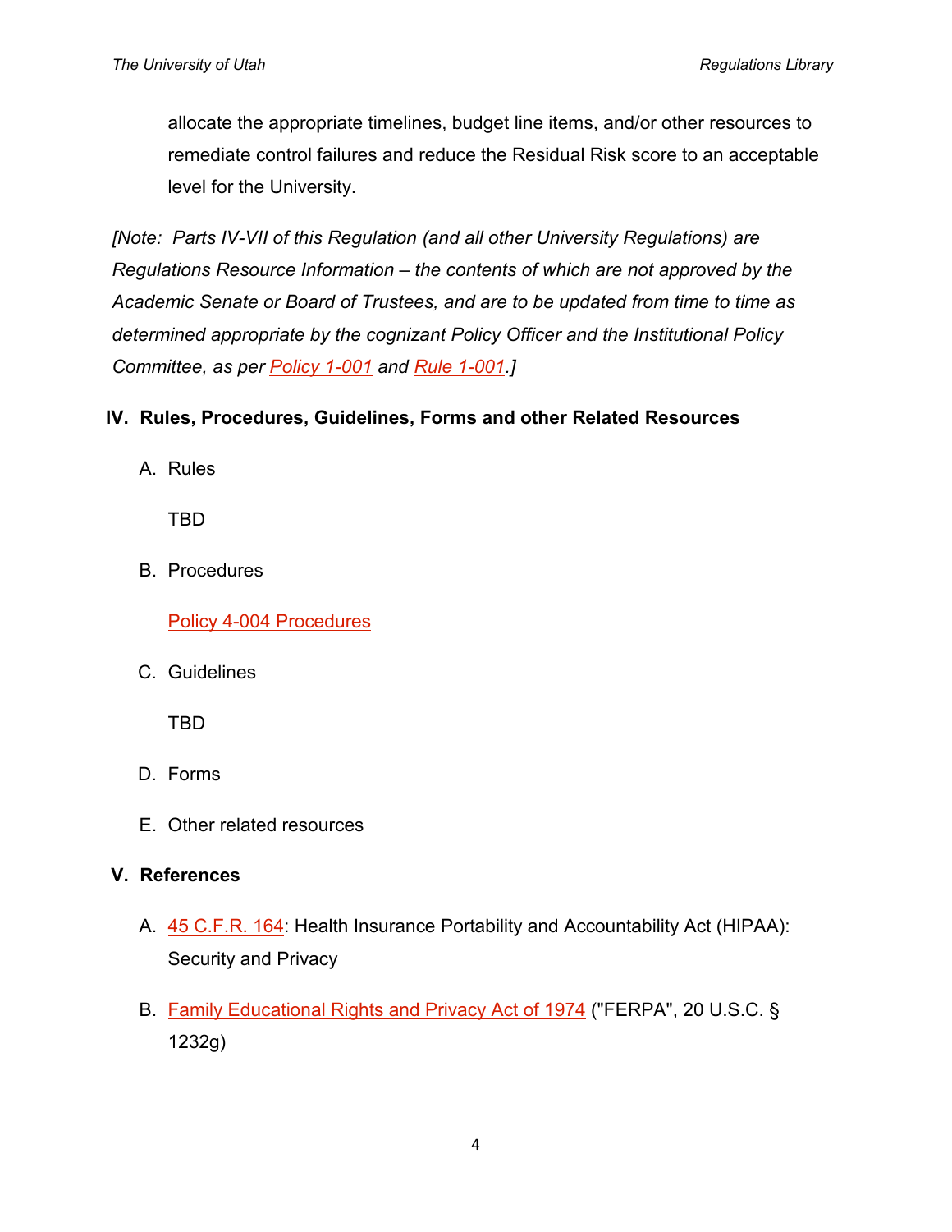allocate the appropriate timelines, budget line items, and/or other resources to remediate control failures and reduce the Residual Risk score to an acceptable level for the University.

*[Note: Parts IV-VII of this Regulation (and all other University Regulations) are Regulations Resource Information – the contents of which are not approved by the Academic Senate or Board of Trustees, and are to be updated from time to time as determined appropriate by the cognizant Policy Officer and the Institutional Policy Committee, as per Policy 1-001 and Rule 1-001.]*

## IV. Rules, Procedures, Guidelines, Forms and other Related Resources

A. Rules

TBD

B. Procedures

Policy 4-004 Procedures

C. Guidelines

TBD

D. Forms

E. Other related resources

## V. References

A. 45 C.F.R. 164: Health Insurance Portability and Accountability Act (HIPAA): Security and Privacy

B. Family Educational Rights and Privacy Act of 1974 ("FERPA", 20 U.S.C. § 1232g)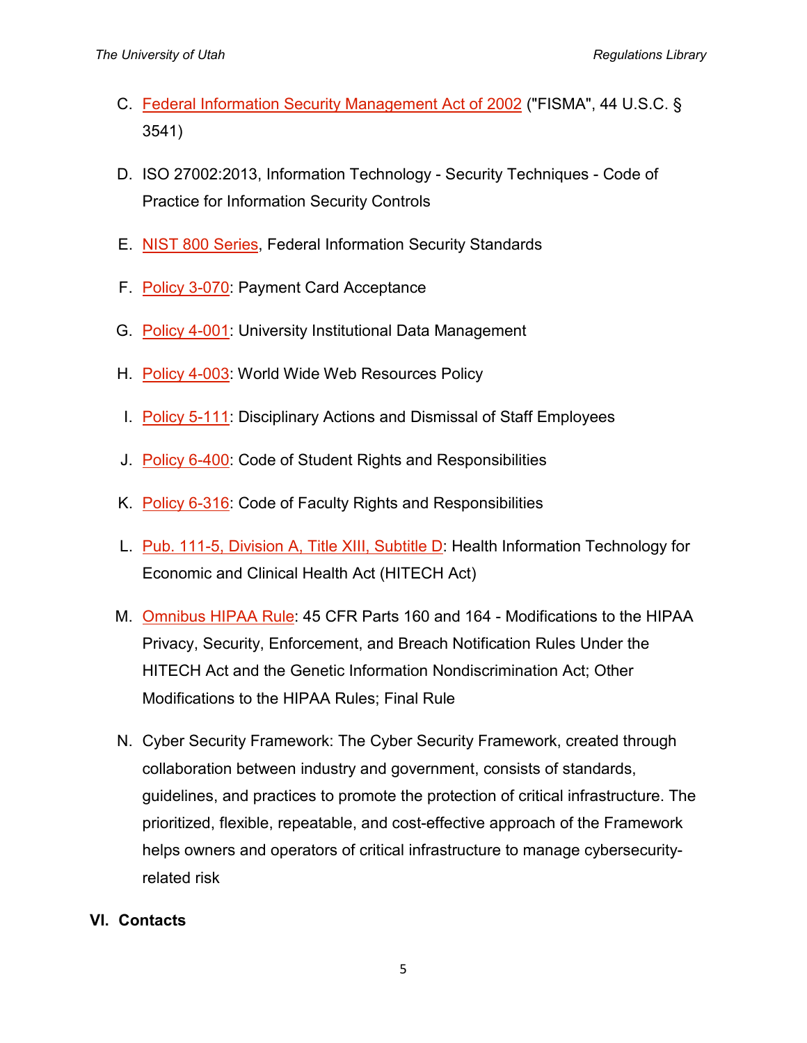C. Federal Information Security Management Act of 2002 ("FISMA", 44 U.S.C. § 3541)

D. ISO 27002:2013, Information Technology - Security Techniques - Code of Practice for Information Security Controls

E. NIST 800 Series, Federal Information Security Standards

F. Policy 3-070: Payment Card Acceptance

G. Policy 4-001: University Institutional Data Management

H. Policy 4-003: World Wide Web Resources Policy

I. Policy 5-111: Disciplinary Actions and Dismissal of Staff Employees

J. Policy 6-400: Code of Student Rights and Responsibilities

K. Policy 6-316: Code of Faculty Rights and Responsibilities

L. Pub. 111-5, Division A, Title XIII, Subtitle D: Health Information Technology for Economic and Clinical Health Act (HITECH Act)

M. Omnibus HIPAA Rule: 45 CFR Parts 160 and 164 - Modifications to the HIPAA Privacy, Security, Enforcement, and Breach Notification Rules Under the HITECH Act and the Genetic Information Nondiscrimination Act; Other Modifications to the HIPAA Rules; Final Rule

N. Cyber Security Framework: The Cyber Security Framework, created through collaboration between industry and government, consists of standards, guidelines, and practices to promote the protection of critical infrastructure. The prioritized, flexible, repeatable, and cost-effective approach of the Framework helps owners and operators of critical infrastructure to manage cybersecurity-related risk

## VI. Contacts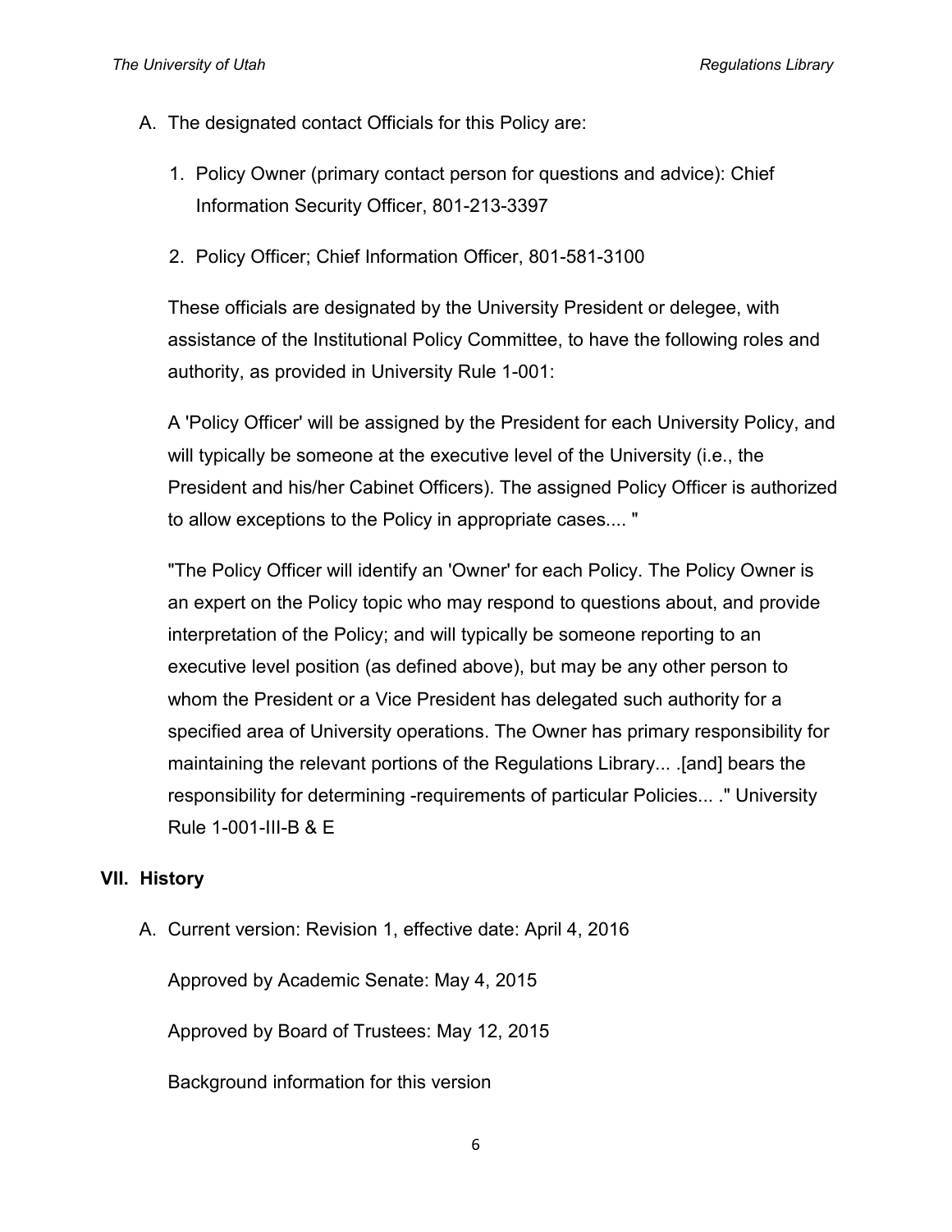A. The designated contact Officials for this Policy are:

   1. Policy Owner (primary contact person for questions and advice): Chief Information Security Officer, 801-213-3397

   2. Policy Officer; Chief Information Officer, 801-581-3100

   These officials are designated by the University President or delegee, with assistance of the Institutional Policy Committee, to have the following roles and authority, as provided in University Rule 1-001:

   A 'Policy Officer' will be assigned by the President for each University Policy, and will typically be someone at the executive level of the University (i.e., the President and his/her Cabinet Officers). The assigned Policy Officer is authorized to allow exceptions to the Policy in appropriate cases.... "

   "The Policy Officer will identify an 'Owner' for each Policy. The Policy Owner is an expert on the Policy topic who may respond to questions about, and provide interpretation of the Policy; and will typically be someone reporting to an executive level position (as defined above), but may be any other person to whom the President or a Vice President has delegated such authority for a specified area of University operations. The Owner has primary responsibility for maintaining the relevant portions of the Regulations Library... .[and] bears the responsibility for determining -requirements of particular Policies... ." University Rule 1-001-III-B & E

## VII. History

A. Current version: Revision 1, effective date: April 4, 2016

   Approved by Academic Senate: May 4, 2015

   Approved by Board of Trustees: May 12, 2015

   Background information for this version